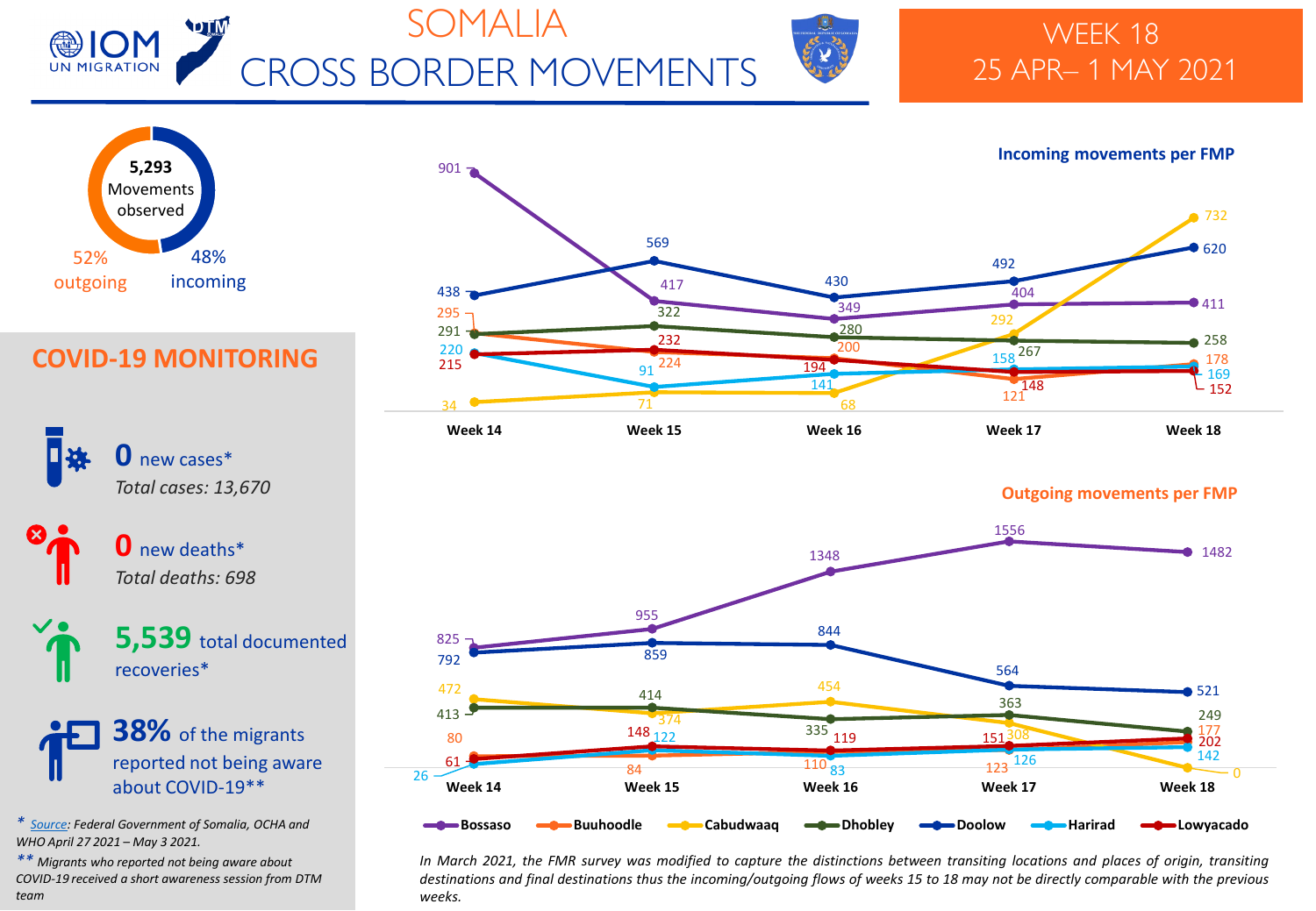# SOMALIA CROSS BORDER MOVEMENTS

## WEEK 18
## 25 APR– 1 MAY 2021

**5,293** Movements observed

52% outgoing

48% incoming

## COVID-19 MONITORING

**0** new cases*
*Total cases: 13,670*

**0** new deaths*
*Total deaths: 698*

**5,539** total documented recoveries*

**38%** of the migrants reported not being aware about COVID-19**

*\* Source: Federal Government of Somalia, OCHA and WHO April 27 2021 – May 3 2021.*

*\*\* Migrants who reported not being aware about COVID-19 received a short awareness session from DTM team*

### Incoming movements per FMP

| FMP | Week 14 | Week 15 | Week 16 | Week 17 | Week 18 |
|---|---|---|---|---|---|
| Bossaso | 901 | 417 | 349 | 404 | 411 |
| Buuhoodle | 295 | 224 | 200 | 121 | 178 |
| Cabudwaaq | 34 | 71 | 68 | 292 | 732 |
| Dhobley | 291 | 322 | 280 | 267 | 258 |
| Doolow | 438 | 569 | 430 | 492 | 620 |
| Harirad | 220 | 91 | 141 | 158 | 169 |
| Lowyacado | 215 | 232 | 194 | 148 | 152 |

### Outgoing movements per FMP

| FMP | Week 14 | Week 15 | Week 16 | Week 17 | Week 18 |
|---|---|---|---|---|---|
| Bossaso | 825 | 955 | 1348 | 1556 | 1482 |
| Buuhoodle | 80 | 84 | 110 | 123 | 177 |
| Cabudwaaq | 472 | 374 | 454 | 308 | 0 |
| Dhobley | 413 | 414 | 335 | 363 | 249 |
| Doolow | 792 | 859 | 844 | 564 | 521 |
| Harirad | 26 | 122 | 83 | 126 | 142 |
| Lowyacado | 61 | 148 | 119 | 151 | 202 |

*In March 2021, the FMR survey was modified to capture the distinctions between transiting locations and places of origin, transiting destinations and final destinations thus the incoming/outgoing flows of weeks 15 to 18 may not be directly comparable with the previous weeks.*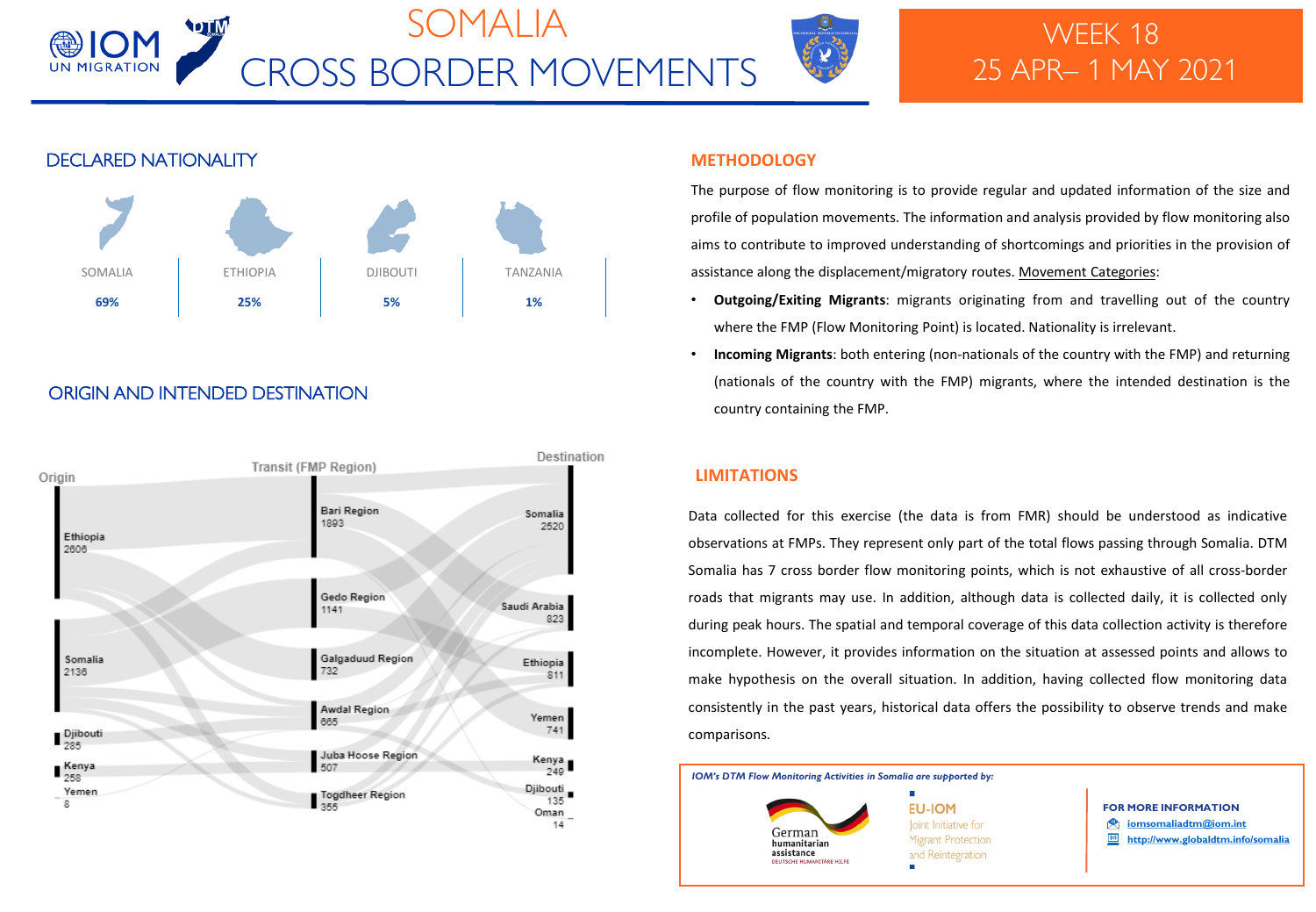# SOMALIA CROSS BORDER MOVEMENTS

WEEK 18
25 APR– 1 MAY 2021

## DECLARED NATIONALITY

SOMALIA
69%

ETHIOPIA
25%

DJIBOUTI
5%

TANZANIA
1%

## ORIGIN AND INTENDED DESTINATION

Origin
Ethiopia 2606
Somalia 2136
Djibouti 285
Kenya 258
Yemen 8

Transit (FMP Region)
Bari Region 1893
Gedo Region 1141
Galgaduud Region 732
Awdal Region 665
Juba Hoose Region 507
Togdheer Region 355

Destination
Somalia 2520
Saudi Arabia 823
Ethiopia 811
Yemen 741
Kenya 249
Djibouti 135
Oman 14

## METHODOLOGY

The purpose of flow monitoring is to provide regular and updated information of the size and profile of population movements. The information and analysis provided by flow monitoring also aims to contribute to improved understanding of shortcomings and priorities in the provision of assistance along the displacement/migratory routes. Movement Categories:

- **Outgoing/Exiting Migrants**: migrants originating from and travelling out of the country where the FMP (Flow Monitoring Point) is located. Nationality is irrelevant.
- **Incoming Migrants**: both entering (non-nationals of the country with the FMP) and returning (nationals of the country with the FMP) migrants, where the intended destination is the country containing the FMP.

## LIMITATIONS

Data collected for this exercise (the data is from FMR) should be understood as indicative observations at FMPs. They represent only part of the total flows passing through Somalia. DTM Somalia has 7 cross border flow monitoring points, which is not exhaustive of all cross-border roads that migrants may use. In addition, although data is collected daily, it is collected only during peak hours. The spatial and temporal coverage of this data collection activity is therefore incomplete. However, it provides information on the situation at assessed points and allows to make hypothesis on the overall situation. In addition, having collected flow monitoring data consistently in the past years, historical data offers the possibility to observe trends and make comparisons.

*IOM's DTM Flow Monitoring Activities in Somalia are supported by:*

German humanitarian assistance
DEUTSCHE HUMANITÄRE HILFE

EU-IOM
Joint Initiative for Migrant Protection and Reintegration

**FOR MORE INFORMATION**

iomsomaliadtm@iom.int

http://www.globaldtm.info/somalia